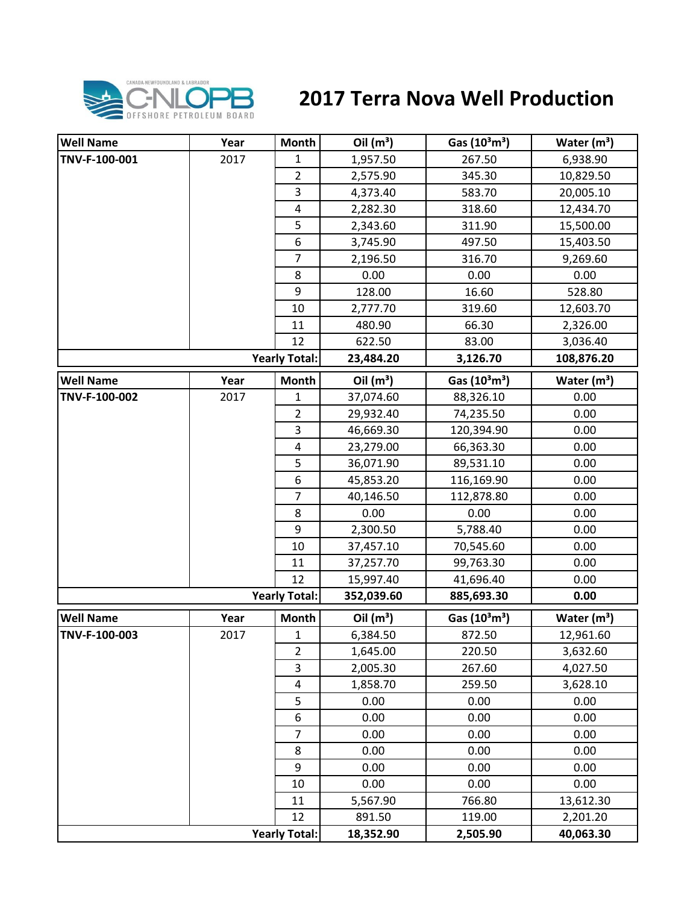# 2017 Terra Nova Well Production

| Well Name | Year | Month | Oil ($m^3$) | Gas ($10^3m^3$) | Water ($m^3$) |
|---|---|---|---|---|---|
| TNV-F-100-001 | 2017 | 1 | 1,957.50 | 267.50 | 6,938.90 |
| | | 2 | 2,575.90 | 345.30 | 10,829.50 |
| | | 3 | 4,373.40 | 583.70 | 20,005.10 |
| | | 4 | 2,282.30 | 318.60 | 12,434.70 |
| | | 5 | 2,343.60 | 311.90 | 15,500.00 |
| | | 6 | 3,745.90 | 497.50 | 15,403.50 |
| | | 7 | 2,196.50 | 316.70 | 9,269.60 |
| | | 8 | 0.00 | 0.00 | 0.00 |
| | | 9 | 128.00 | 16.60 | 528.80 |
| | | 10 | 2,777.70 | 319.60 | 12,603.70 |
| | | 11 | 480.90 | 66.30 | 2,326.00 |
| | | 12 | 622.50 | 83.00 | 3,036.40 |
| | | **Yearly Total:** | **23,484.20** | **3,126.70** | **108,876.20** |

| Well Name | Year | Month | Oil ($m^3$) | Gas ($10^3m^3$) | Water ($m^3$) |
|---|---|---|---|---|---|
| TNV-F-100-002 | 2017 | 1 | 37,074.60 | 88,326.10 | 0.00 |
| | | 2 | 29,932.40 | 74,235.50 | 0.00 |
| | | 3 | 46,669.30 | 120,394.90 | 0.00 |
| | | 4 | 23,279.00 | 66,363.30 | 0.00 |
| | | 5 | 36,071.90 | 89,531.10 | 0.00 |
| | | 6 | 45,853.20 | 116,169.90 | 0.00 |
| | | 7 | 40,146.50 | 112,878.80 | 0.00 |
| | | 8 | 0.00 | 0.00 | 0.00 |
| | | 9 | 2,300.50 | 5,788.40 | 0.00 |
| | | 10 | 37,457.10 | 70,545.60 | 0.00 |
| | | 11 | 37,257.70 | 99,763.30 | 0.00 |
| | | 12 | 15,997.40 | 41,696.40 | 0.00 |
| | | **Yearly Total:** | **352,039.60** | **885,693.30** | **0.00** |

| Well Name | Year | Month | Oil ($m^3$) | Gas ($10^3m^3$) | Water ($m^3$) |
|---|---|---|---|---|---|
| TNV-F-100-003 | 2017 | 1 | 6,384.50 | 872.50 | 12,961.60 |
| | | 2 | 1,645.00 | 220.50 | 3,632.60 |
| | | 3 | 2,005.30 | 267.60 | 4,027.50 |
| | | 4 | 1,858.70 | 259.50 | 3,628.10 |
| | | 5 | 0.00 | 0.00 | 0.00 |
| | | 6 | 0.00 | 0.00 | 0.00 |
| | | 7 | 0.00 | 0.00 | 0.00 |
| | | 8 | 0.00 | 0.00 | 0.00 |
| | | 9 | 0.00 | 0.00 | 0.00 |
| | | 10 | 0.00 | 0.00 | 0.00 |
| | | 11 | 5,567.90 | 766.80 | 13,612.30 |
| | | 12 | 891.50 | 119.00 | 2,201.20 |
| | | **Yearly Total:** | **18,352.90** | **2,505.90** | **40,063.30** |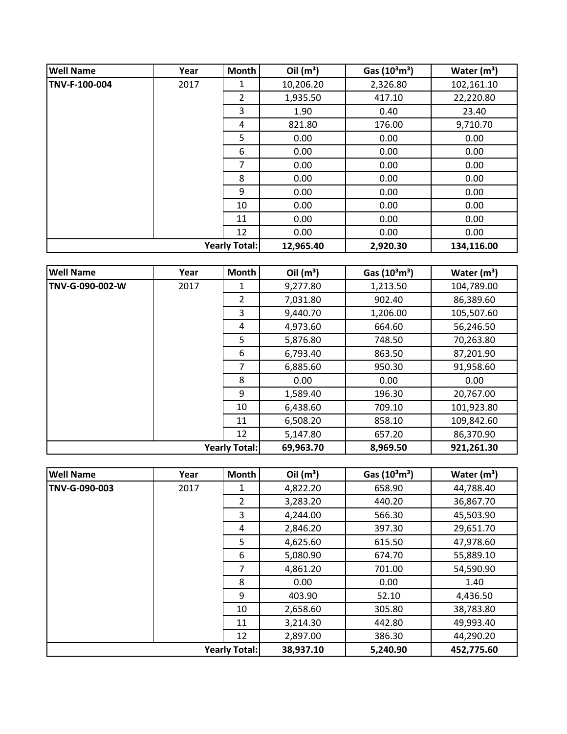| Well Name | Year | Month | Oil ($m^3$) | Gas ($10^3m^3$) | Water ($m^3$) |
|---|---|---|---|---|---|
| TNV-F-100-004 | 2017 | 1 | 10,206.20 | 2,326.80 | 102,161.10 |
| | | 2 | 1,935.50 | 417.10 | 22,220.80 |
| | | 3 | 1.90 | 0.40 | 23.40 |
| | | 4 | 821.80 | 176.00 | 9,710.70 |
| | | 5 | 0.00 | 0.00 | 0.00 |
| | | 6 | 0.00 | 0.00 | 0.00 |
| | | 7 | 0.00 | 0.00 | 0.00 |
| | | 8 | 0.00 | 0.00 | 0.00 |
| | | 9 | 0.00 | 0.00 | 0.00 |
| | | 10 | 0.00 | 0.00 | 0.00 |
| | | 11 | 0.00 | 0.00 | 0.00 |
| | | 12 | 0.00 | 0.00 | 0.00 |
| | | **Yearly Total:** | **12,965.40** | **2,920.30** | **134,116.00** |

| Well Name | Year | Month | Oil ($m^3$) | Gas ($10^3m^3$) | Water ($m^3$) |
|---|---|---|---|---|---|
| TNV-G-090-002-W | 2017 | 1 | 9,277.80 | 1,213.50 | 104,789.00 |
| | | 2 | 7,031.80 | 902.40 | 86,389.60 |
| | | 3 | 9,440.70 | 1,206.00 | 105,507.60 |
| | | 4 | 4,973.60 | 664.60 | 56,246.50 |
| | | 5 | 5,876.80 | 748.50 | 70,263.80 |
| | | 6 | 6,793.40 | 863.50 | 87,201.90 |
| | | 7 | 6,885.60 | 950.30 | 91,958.60 |
| | | 8 | 0.00 | 0.00 | 0.00 |
| | | 9 | 1,589.40 | 196.30 | 20,767.00 |
| | | 10 | 6,438.60 | 709.10 | 101,923.80 |
| | | 11 | 6,508.20 | 858.10 | 109,842.60 |
| | | 12 | 5,147.80 | 657.20 | 86,370.90 |
| | | **Yearly Total:** | **69,963.70** | **8,969.50** | **921,261.30** |

| Well Name | Year | Month | Oil ($m^3$) | Gas ($10^3m^3$) | Water ($m^3$) |
|---|---|---|---|---|---|
| TNV-G-090-003 | 2017 | 1 | 4,822.20 | 658.90 | 44,788.40 |
| | | 2 | 3,283.20 | 440.20 | 36,867.70 |
| | | 3 | 4,244.00 | 566.30 | 45,503.90 |
| | | 4 | 2,846.20 | 397.30 | 29,651.70 |
| | | 5 | 4,625.60 | 615.50 | 47,978.60 |
| | | 6 | 5,080.90 | 674.70 | 55,889.10 |
| | | 7 | 4,861.20 | 701.00 | 54,590.90 |
| | | 8 | 0.00 | 0.00 | 1.40 |
| | | 9 | 403.90 | 52.10 | 4,436.50 |
| | | 10 | 2,658.60 | 305.80 | 38,783.80 |
| | | 11 | 3,214.30 | 442.80 | 49,993.40 |
| | | 12 | 2,897.00 | 386.30 | 44,290.20 |
| | | **Yearly Total:** | **38,937.10** | **5,240.90** | **452,775.60** |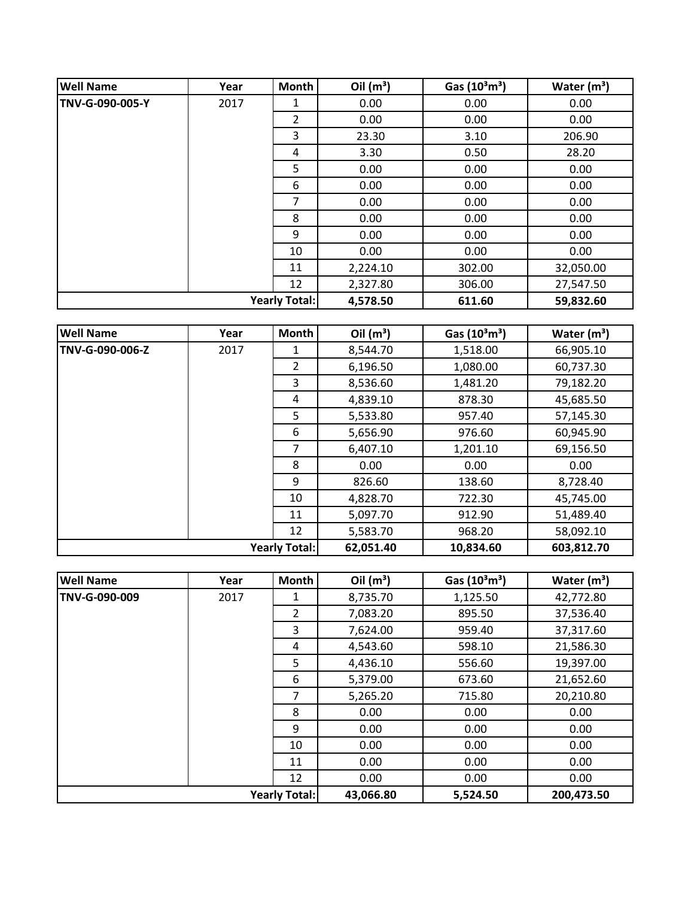| Well Name | Year | Month | Oil ($m^3$) | Gas ($10^3m^3$) | Water ($m^3$) |
|---|---|---|---|---|---|
| TNV-G-090-005-Y | 2017 | 1 | 0.00 | 0.00 | 0.00 |
| | | 2 | 0.00 | 0.00 | 0.00 |
| | | 3 | 23.30 | 3.10 | 206.90 |
| | | 4 | 3.30 | 0.50 | 28.20 |
| | | 5 | 0.00 | 0.00 | 0.00 |
| | | 6 | 0.00 | 0.00 | 0.00 |
| | | 7 | 0.00 | 0.00 | 0.00 |
| | | 8 | 0.00 | 0.00 | 0.00 |
| | | 9 | 0.00 | 0.00 | 0.00 |
| | | 10 | 0.00 | 0.00 | 0.00 |
| | | 11 | 2,224.10 | 302.00 | 32,050.00 |
| | | 12 | 2,327.80 | 306.00 | 27,547.50 |
| | | **Yearly Total:** | **4,578.50** | **611.60** | **59,832.60** |

| Well Name | Year | Month | Oil ($m^3$) | Gas ($10^3m^3$) | Water ($m^3$) |
|---|---|---|---|---|---|
| TNV-G-090-006-Z | 2017 | 1 | 8,544.70 | 1,518.00 | 66,905.10 |
| | | 2 | 6,196.50 | 1,080.00 | 60,737.30 |
| | | 3 | 8,536.60 | 1,481.20 | 79,182.20 |
| | | 4 | 4,839.10 | 878.30 | 45,685.50 |
| | | 5 | 5,533.80 | 957.40 | 57,145.30 |
| | | 6 | 5,656.90 | 976.60 | 60,945.90 |
| | | 7 | 6,407.10 | 1,201.10 | 69,156.50 |
| | | 8 | 0.00 | 0.00 | 0.00 |
| | | 9 | 826.60 | 138.60 | 8,728.40 |
| | | 10 | 4,828.70 | 722.30 | 45,745.00 |
| | | 11 | 5,097.70 | 912.90 | 51,489.40 |
| | | 12 | 5,583.70 | 968.20 | 58,092.10 |
| | | **Yearly Total:** | **62,051.40** | **10,834.60** | **603,812.70** |

| Well Name | Year | Month | Oil ($m^3$) | Gas ($10^3m^3$) | Water ($m^3$) |
|---|---|---|---|---|---|
| TNV-G-090-009 | 2017 | 1 | 8,735.70 | 1,125.50 | 42,772.80 |
| | | 2 | 7,083.20 | 895.50 | 37,536.40 |
| | | 3 | 7,624.00 | 959.40 | 37,317.60 |
| | | 4 | 4,543.60 | 598.10 | 21,586.30 |
| | | 5 | 4,436.10 | 556.60 | 19,397.00 |
| | | 6 | 5,379.00 | 673.60 | 21,652.60 |
| | | 7 | 5,265.20 | 715.80 | 20,210.80 |
| | | 8 | 0.00 | 0.00 | 0.00 |
| | | 9 | 0.00 | 0.00 | 0.00 |
| | | 10 | 0.00 | 0.00 | 0.00 |
| | | 11 | 0.00 | 0.00 | 0.00 |
| | | 12 | 0.00 | 0.00 | 0.00 |
| | | **Yearly Total:** | **43,066.80** | **5,524.50** | **200,473.50** |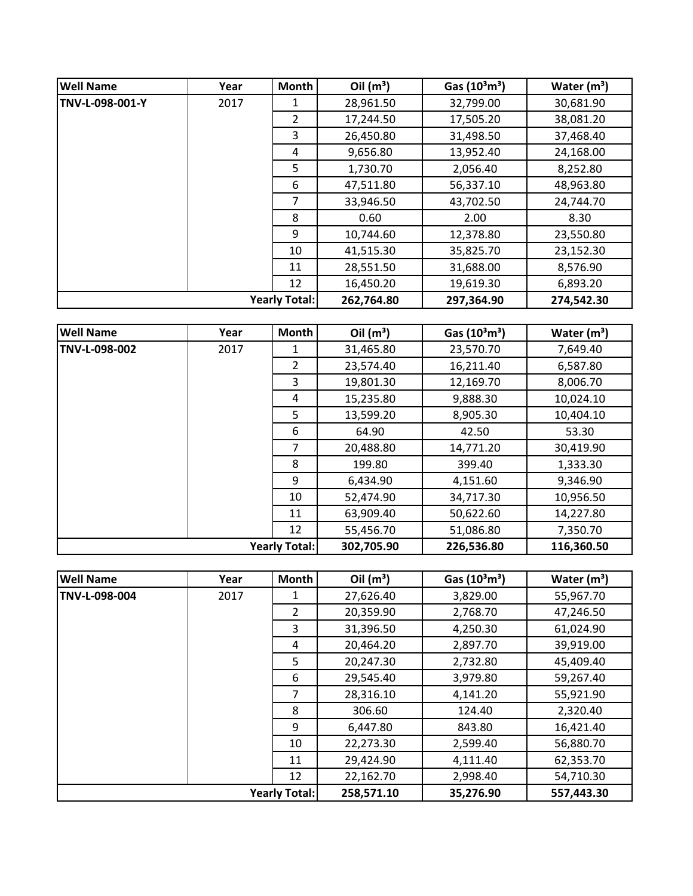| Well Name | Year | Month | Oil ($m^3$) | Gas ($10^3m^3$) | Water ($m^3$) |
|---|---|---|---|---|---|
| **TNV-L-098-001-Y** | 2017 | 1 | 28,961.50 | 32,799.00 | 30,681.90 |
| | | 2 | 17,244.50 | 17,505.20 | 38,081.20 |
| | | 3 | 26,450.80 | 31,498.50 | 37,468.40 |
| | | 4 | 9,656.80 | 13,952.40 | 24,168.00 |
| | | 5 | 1,730.70 | 2,056.40 | 8,252.80 |
| | | 6 | 47,511.80 | 56,337.10 | 48,963.80 |
| | | 7 | 33,946.50 | 43,702.50 | 24,744.70 |
| | | 8 | 0.60 | 2.00 | 8.30 |
| | | 9 | 10,744.60 | 12,378.80 | 23,550.80 |
| | | 10 | 41,515.30 | 35,825.70 | 23,152.30 |
| | | 11 | 28,551.50 | 31,688.00 | 8,576.90 |
| | | 12 | 16,450.20 | 19,619.30 | 6,893.20 |
| | | **Yearly Total:** | **262,764.80** | **297,364.90** | **274,542.30** |

| Well Name | Year | Month | Oil ($m^3$) | Gas ($10^3m^3$) | Water ($m^3$) |
|---|---|---|---|---|---|
| **TNV-L-098-002** | 2017 | 1 | 31,465.80 | 23,570.70 | 7,649.40 |
| | | 2 | 23,574.40 | 16,211.40 | 6,587.80 |
| | | 3 | 19,801.30 | 12,169.70 | 8,006.70 |
| | | 4 | 15,235.80 | 9,888.30 | 10,024.10 |
| | | 5 | 13,599.20 | 8,905.30 | 10,404.10 |
| | | 6 | 64.90 | 42.50 | 53.30 |
| | | 7 | 20,488.80 | 14,771.20 | 30,419.90 |
| | | 8 | 199.80 | 399.40 | 1,333.30 |
| | | 9 | 6,434.90 | 4,151.60 | 9,346.90 |
| | | 10 | 52,474.90 | 34,717.30 | 10,956.50 |
| | | 11 | 63,909.40 | 50,622.60 | 14,227.80 |
| | | 12 | 55,456.70 | 51,086.80 | 7,350.70 |
| | | **Yearly Total:** | **302,705.90** | **226,536.80** | **116,360.50** |

| Well Name | Year | Month | Oil ($m^3$) | Gas ($10^3m^3$) | Water ($m^3$) |
|---|---|---|---|---|---|
| **TNV-L-098-004** | 2017 | 1 | 27,626.40 | 3,829.00 | 55,967.70 |
| | | 2 | 20,359.90 | 2,768.70 | 47,246.50 |
| | | 3 | 31,396.50 | 4,250.30 | 61,024.90 |
| | | 4 | 20,464.20 | 2,897.70 | 39,919.00 |
| | | 5 | 20,247.30 | 2,732.80 | 45,409.40 |
| | | 6 | 29,545.40 | 3,979.80 | 59,267.40 |
| | | 7 | 28,316.10 | 4,141.20 | 55,921.90 |
| | | 8 | 306.60 | 124.40 | 2,320.40 |
| | | 9 | 6,447.80 | 843.80 | 16,421.40 |
| | | 10 | 22,273.30 | 2,599.40 | 56,880.70 |
| | | 11 | 29,424.90 | 4,111.40 | 62,353.70 |
| | | 12 | 22,162.70 | 2,998.40 | 54,710.30 |
| | | **Yearly Total:** | **258,571.10** | **35,276.90** | **557,443.30** |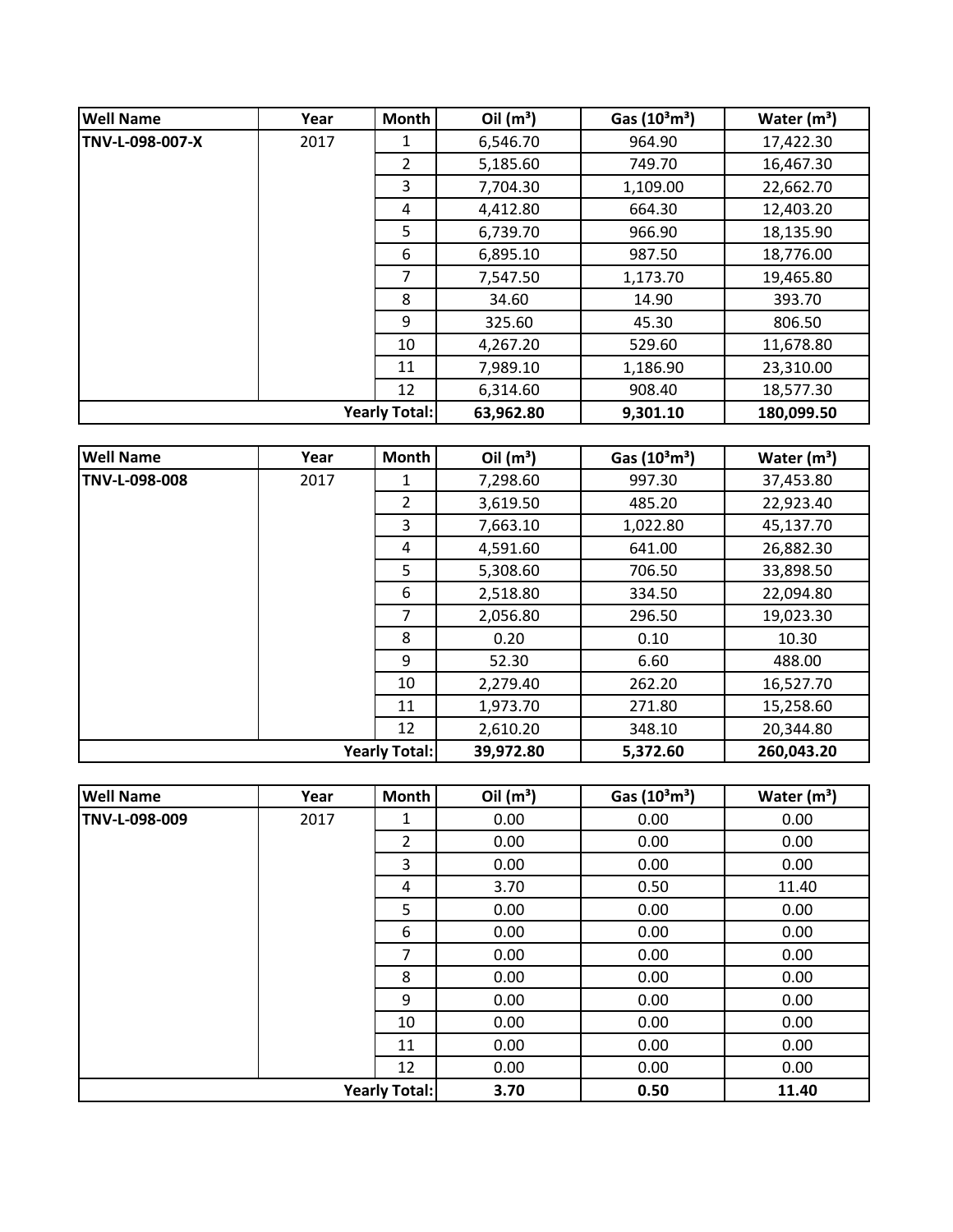| Well Name | Year | Month | Oil ($m^3$) | Gas ($10^3m^3$) | Water ($m^3$) |
|---|---|---|---|---|---|
| TNV-L-098-007-X | 2017 | 1 | 6,546.70 | 964.90 | 17,422.30 |
| | | 2 | 5,185.60 | 749.70 | 16,467.30 |
| | | 3 | 7,704.30 | 1,109.00 | 22,662.70 |
| | | 4 | 4,412.80 | 664.30 | 12,403.20 |
| | | 5 | 6,739.70 | 966.90 | 18,135.90 |
| | | 6 | 6,895.10 | 987.50 | 18,776.00 |
| | | 7 | 7,547.50 | 1,173.70 | 19,465.80 |
| | | 8 | 34.60 | 14.90 | 393.70 |
| | | 9 | 325.60 | 45.30 | 806.50 |
| | | 10 | 4,267.20 | 529.60 | 11,678.80 |
| | | 11 | 7,989.10 | 1,186.90 | 23,310.00 |
| | | 12 | 6,314.60 | 908.40 | 18,577.30 |
| | | **Yearly Total:** | **63,962.80** | **9,301.10** | **180,099.50** |

| Well Name | Year | Month | Oil ($m^3$) | Gas ($10^3m^3$) | Water ($m^3$) |
|---|---|---|---|---|---|
| TNV-L-098-008 | 2017 | 1 | 7,298.60 | 997.30 | 37,453.80 |
| | | 2 | 3,619.50 | 485.20 | 22,923.40 |
| | | 3 | 7,663.10 | 1,022.80 | 45,137.70 |
| | | 4 | 4,591.60 | 641.00 | 26,882.30 |
| | | 5 | 5,308.60 | 706.50 | 33,898.50 |
| | | 6 | 2,518.80 | 334.50 | 22,094.80 |
| | | 7 | 2,056.80 | 296.50 | 19,023.30 |
| | | 8 | 0.20 | 0.10 | 10.30 |
| | | 9 | 52.30 | 6.60 | 488.00 |
| | | 10 | 2,279.40 | 262.20 | 16,527.70 |
| | | 11 | 1,973.70 | 271.80 | 15,258.60 |
| | | 12 | 2,610.20 | 348.10 | 20,344.80 |
| | | **Yearly Total:** | **39,972.80** | **5,372.60** | **260,043.20** |

| Well Name | Year | Month | Oil ($m^3$) | Gas ($10^3m^3$) | Water ($m^3$) |
|---|---|---|---|---|---|
| TNV-L-098-009 | 2017 | 1 | 0.00 | 0.00 | 0.00 |
| | | 2 | 0.00 | 0.00 | 0.00 |
| | | 3 | 0.00 | 0.00 | 0.00 |
| | | 4 | 3.70 | 0.50 | 11.40 |
| | | 5 | 0.00 | 0.00 | 0.00 |
| | | 6 | 0.00 | 0.00 | 0.00 |
| | | 7 | 0.00 | 0.00 | 0.00 |
| | | 8 | 0.00 | 0.00 | 0.00 |
| | | 9 | 0.00 | 0.00 | 0.00 |
| | | 10 | 0.00 | 0.00 | 0.00 |
| | | 11 | 0.00 | 0.00 | 0.00 |
| | | 12 | 0.00 | 0.00 | 0.00 |
| | | **Yearly Total:** | **3.70** | **0.50** | **11.40** |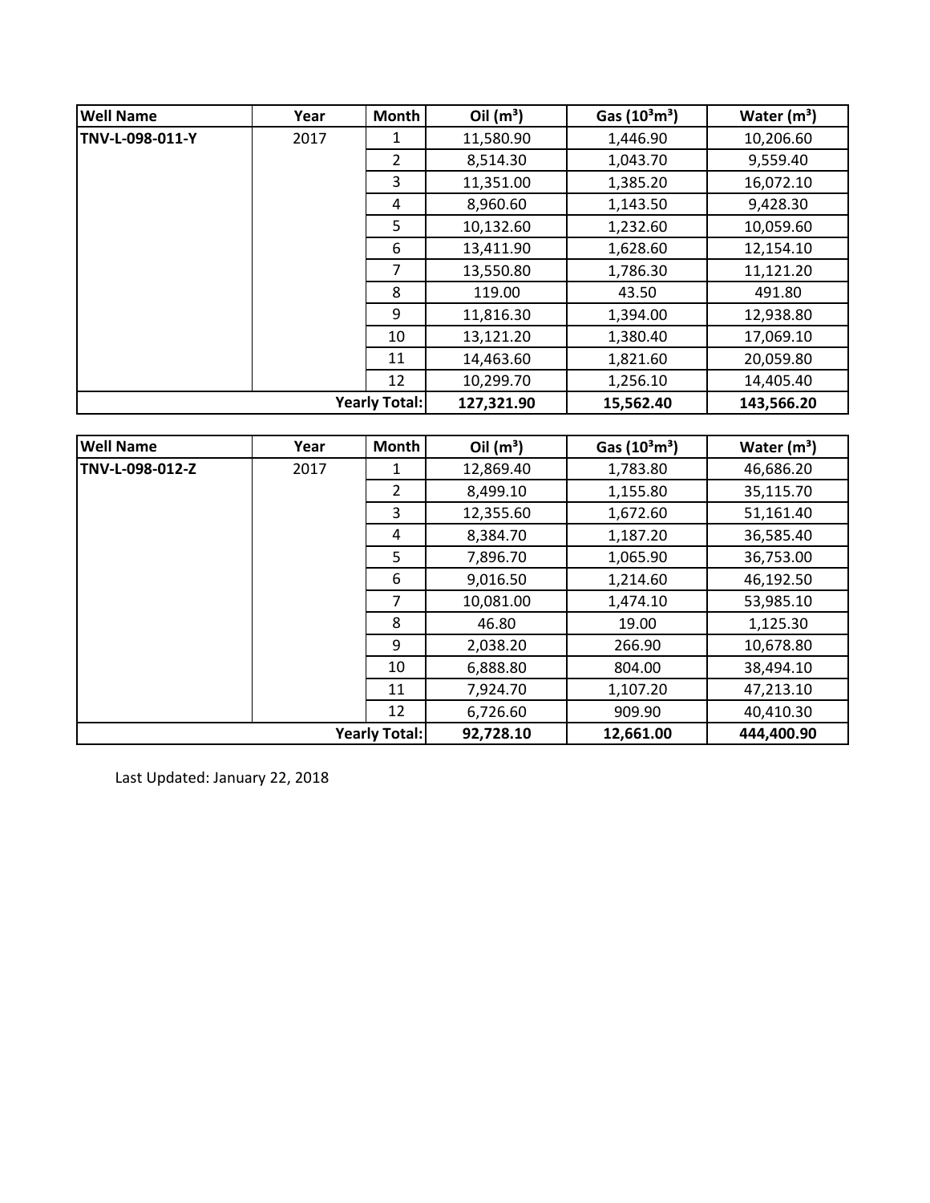| Well Name | Year | Month | Oil ($m^3$) | Gas ($10^3m^3$) | Water ($m^3$) |
|---|---|---|---|---|---|
| **TNV-L-098-011-Y** | 2017 | 1 | 11,580.90 | 1,446.90 | 10,206.60 |
| | | 2 | 8,514.30 | 1,043.70 | 9,559.40 |
| | | 3 | 11,351.00 | 1,385.20 | 16,072.10 |
| | | 4 | 8,960.60 | 1,143.50 | 9,428.30 |
| | | 5 | 10,132.60 | 1,232.60 | 10,059.60 |
| | | 6 | 13,411.90 | 1,628.60 | 12,154.10 |
| | | 7 | 13,550.80 | 1,786.30 | 11,121.20 |
| | | 8 | 119.00 | 43.50 | 491.80 |
| | | 9 | 11,816.30 | 1,394.00 | 12,938.80 |
| | | 10 | 13,121.20 | 1,380.40 | 17,069.10 |
| | | 11 | 14,463.60 | 1,821.60 | 20,059.80 |
| | | 12 | 10,299.70 | 1,256.10 | 14,405.40 |
| | | **Yearly Total:** | **127,321.90** | **15,562.40** | **143,566.20** |

| Well Name | Year | Month | Oil ($m^3$) | Gas ($10^3m^3$) | Water ($m^3$) |
|---|---|---|---|---|---|
| **TNV-L-098-012-Z** | 2017 | 1 | 12,869.40 | 1,783.80 | 46,686.20 |
| | | 2 | 8,499.10 | 1,155.80 | 35,115.70 |
| | | 3 | 12,355.60 | 1,672.60 | 51,161.40 |
| | | 4 | 8,384.70 | 1,187.20 | 36,585.40 |
| | | 5 | 7,896.70 | 1,065.90 | 36,753.00 |
| | | 6 | 9,016.50 | 1,214.60 | 46,192.50 |
| | | 7 | 10,081.00 | 1,474.10 | 53,985.10 |
| | | 8 | 46.80 | 19.00 | 1,125.30 |
| | | 9 | 2,038.20 | 266.90 | 10,678.80 |
| | | 10 | 6,888.80 | 804.00 | 38,494.10 |
| | | 11 | 7,924.70 | 1,107.20 | 47,213.10 |
| | | 12 | 6,726.60 | 909.90 | 40,410.30 |
| | | **Yearly Total:** | **92,728.10** | **12,661.00** | **444,400.90** |

Last Updated: January 22, 2018